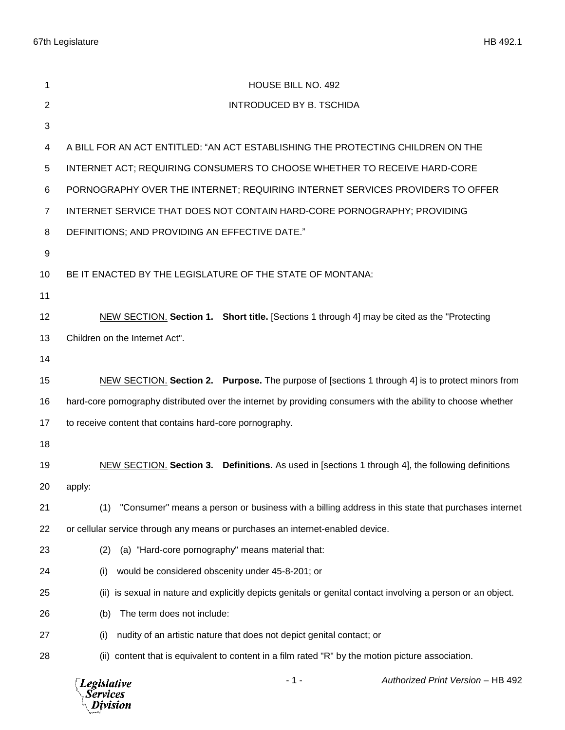HOUSE BILL NO. 492

INTRODUCED BY B. TSCHIDA

A BILL FOR AN ACT ENTITLED: "AN ACT ESTABLISHING THE PROTECTING CHILDREN ON THE INTERNET ACT; REQUIRING CONSUMERS TO CHOOSE WHETHER TO RECEIVE HARD-CORE PORNOGRAPHY OVER THE INTERNET; REQUIRING INTERNET SERVICES PROVIDERS TO OFFER INTERNET SERVICE THAT DOES NOT CONTAIN HARD-CORE PORNOGRAPHY; PROVIDING DEFINITIONS; AND PROVIDING AN EFFECTIVE DATE."

BE IT ENACTED BY THE LEGISLATURE OF THE STATE OF MONTANA:

NEW SECTION. **Section 1. Short title.** [Sections 1 through 4] may be cited as the "Protecting Children on the Internet Act".

NEW SECTION. **Section 2. Purpose.** The purpose of [sections 1 through 4] is to protect minors from hard-core pornography distributed over the internet by providing consumers with the ability to choose whether to receive content that contains hard-core pornography.

NEW SECTION. **Section 3. Definitions.** As used in [sections 1 through 4], the following definitions apply:

(1) "Consumer" means a person or business with a billing address in this state that purchases internet or cellular service through any means or purchases an internet-enabled device.

(2) (a) "Hard-core pornography" means material that:

(i) would be considered obscenity under 45-8-201; or

(ii) is sexual in nature and explicitly depicts genitals or genital contact involving a person or an object.

(b) The term does not include:

(i) nudity of an artistic nature that does not depict genital contact; or

(ii) content that is equivalent to content in a film rated "R" by the motion picture association.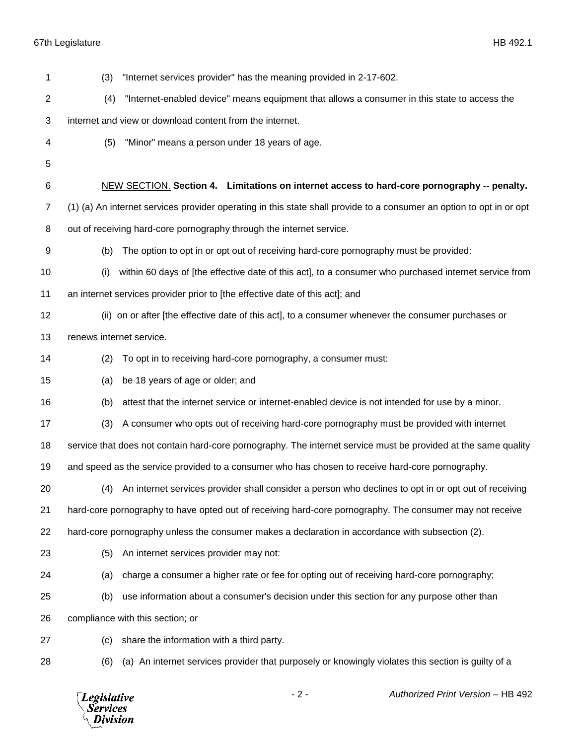(3) "Internet services provider" has the meaning provided in 2-17-602.

(4) "Internet-enabled device" means equipment that allows a consumer in this state to access the internet and view or download content from the internet.

(5) "Minor" means a person under 18 years of age.

NEW SECTION. **Section 4. Limitations on internet access to hard-core pornography -- penalty.** (1) (a) An internet services provider operating in this state shall provide to a consumer an option to opt in or opt out of receiving hard-core pornography through the internet service.

(b) The option to opt in or opt out of receiving hard-core pornography must be provided:

(i) within 60 days of [the effective date of this act], to a consumer who purchased internet service from an internet services provider prior to [the effective date of this act]; and

(ii) on or after [the effective date of this act], to a consumer whenever the consumer purchases or renews internet service.

(2) To opt in to receiving hard-core pornography, a consumer must:

(a) be 18 years of age or older; and

(b) attest that the internet service or internet-enabled device is not intended for use by a minor.

(3) A consumer who opts out of receiving hard-core pornography must be provided with internet service that does not contain hard-core pornography. The internet service must be provided at the same quality and speed as the service provided to a consumer who has chosen to receive hard-core pornography.

(4) An internet services provider shall consider a person who declines to opt in or opt out of receiving hard-core pornography to have opted out of receiving hard-core pornography. The consumer may not receive hard-core pornography unless the consumer makes a declaration in accordance with subsection (2).

(5) An internet services provider may not:

(a) charge a consumer a higher rate or fee for opting out of receiving hard-core pornography;

(b) use information about a consumer's decision under this section for any purpose other than compliance with this section; or

(c) share the information with a third party.

(6) (a) An internet services provider that purposely or knowingly violates this section is guilty of a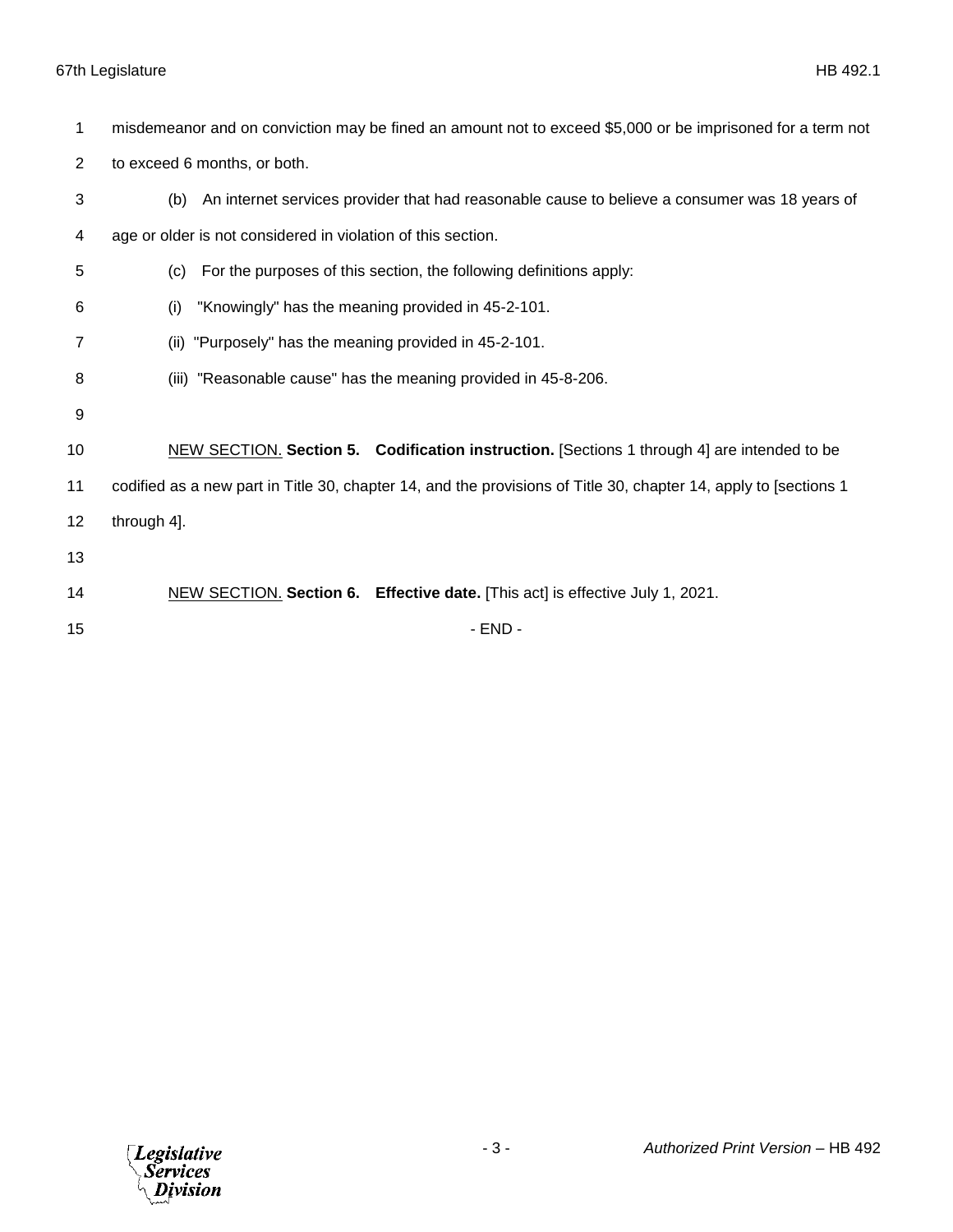misdemeanor and on conviction may be fined an amount not to exceed $5,000 or be imprisoned for a term not to exceed 6 months, or both.

(b) An internet services provider that had reasonable cause to believe a consumer was 18 years of age or older is not considered in violation of this section.

(c) For the purposes of this section, the following definitions apply:

(i) "Knowingly" has the meaning provided in 45-2-101.

(ii) "Purposely" has the meaning provided in 45-2-101.

(iii) "Reasonable cause" has the meaning provided in 45-8-206.

NEW SECTION. **Section 5. Codification instruction.** [Sections 1 through 4] are intended to be codified as a new part in Title 30, chapter 14, and the provisions of Title 30, chapter 14, apply to [sections 1 through 4].

NEW SECTION. **Section 6. Effective date.** [This act] is effective July 1, 2021.

- END -